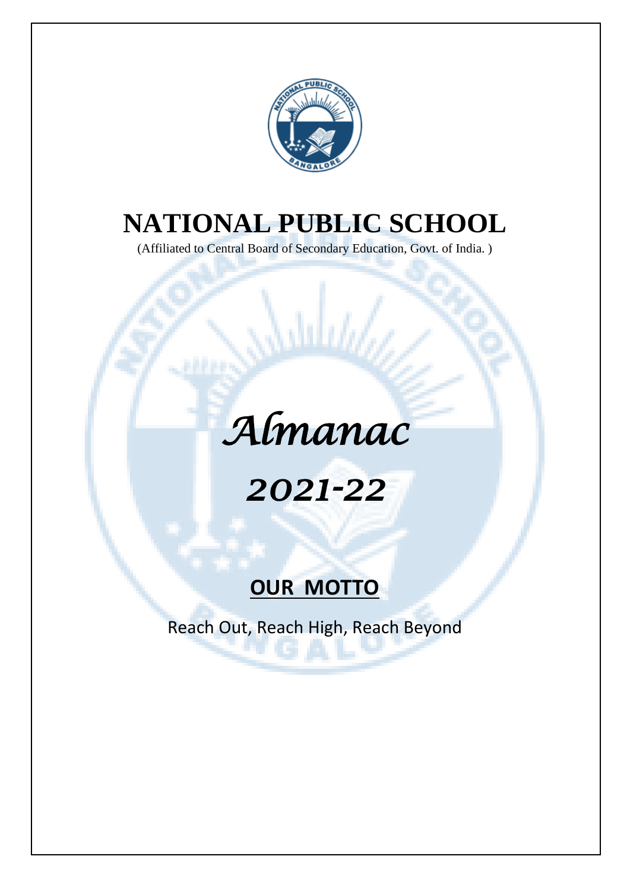# NATIONAL PUBLIC SCHOOL

(Affiliated to Central Board of Secondary Education, Govt. of India. )

# *Almanac*

# *2021-22*

## OUR MOTTO

Reach Out, Reach High, Reach Beyond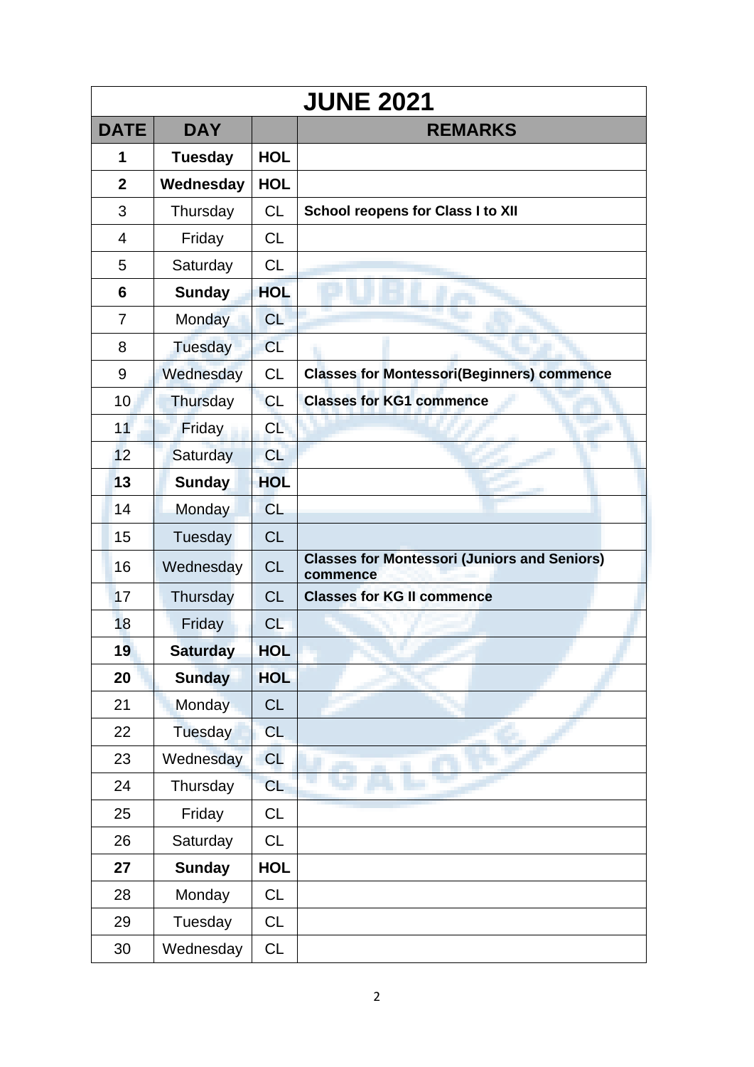| JUNE 2021 | | | |
|---|---|---|---|
| **DATE** | **DAY** | | **REMARKS** |
| **1** | **Tuesday** | **HOL** | |
| **2** | **Wednesday** | **HOL** | |
| 3 | Thursday | CL | **School reopens for Class I to XII** |
| 4 | Friday | CL | |
| 5 | Saturday | CL | |
| **6** | **Sunday** | **HOL** | |
| 7 | Monday | CL | |
| 8 | Tuesday | CL | |
| 9 | Wednesday | CL | **Classes for Montessori(Beginners) commence** |
| 10 | Thursday | CL | **Classes for KG1 commence** |
| 11 | Friday | CL | |
| 12 | Saturday | CL | |
| **13** | **Sunday** | **HOL** | |
| 14 | Monday | CL | |
| 15 | Tuesday | CL | |
| 16 | Wednesday | CL | **Classes for Montessori (Juniors and Seniors) commence** |
| 17 | Thursday | CL | **Classes for KG II commence** |
| 18 | Friday | CL | |
| **19** | **Saturday** | **HOL** | |
| **20** | **Sunday** | **HOL** | |
| 21 | Monday | CL | |
| 22 | Tuesday | CL | |
| 23 | Wednesday | CL | |
| 24 | Thursday | CL | |
| 25 | Friday | CL | |
| 26 | Saturday | CL | |
| **27** | **Sunday** | **HOL** | |
| 28 | Monday | CL | |
| 29 | Tuesday | CL | |
| 30 | Wednesday | CL | |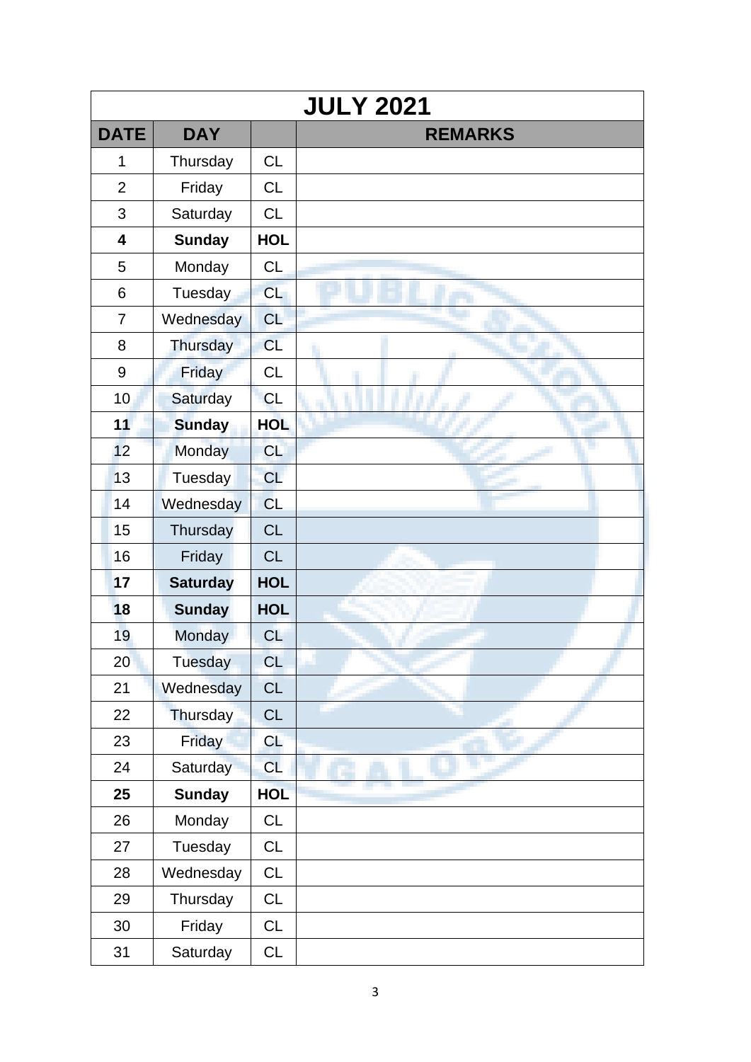| JULY 2021 | | | |
|---|---|---|---|
| **DATE** | **DAY** | | **REMARKS** |
| 1 | Thursday | CL | |
| 2 | Friday | CL | |
| 3 | Saturday | CL | |
| **4** | **Sunday** | **HOL** | |
| 5 | Monday | CL | |
| 6 | Tuesday | CL | |
| 7 | Wednesday | CL | |
| 8 | Thursday | CL | |
| 9 | Friday | CL | |
| 10 | Saturday | CL | |
| **11** | **Sunday** | **HOL** | |
| 12 | Monday | CL | |
| 13 | Tuesday | CL | |
| 14 | Wednesday | CL | |
| 15 | Thursday | CL | |
| 16 | Friday | CL | |
| **17** | **Saturday** | **HOL** | |
| **18** | **Sunday** | **HOL** | |
| 19 | Monday | CL | |
| 20 | Tuesday | CL | |
| 21 | Wednesday | CL | |
| 22 | Thursday | CL | |
| 23 | Friday | CL | |
| 24 | Saturday | CL | |
| **25** | **Sunday** | **HOL** | |
| 26 | Monday | CL | |
| 27 | Tuesday | CL | |
| 28 | Wednesday | CL | |
| 29 | Thursday | CL | |
| 30 | Friday | CL | |
| 31 | Saturday | CL | |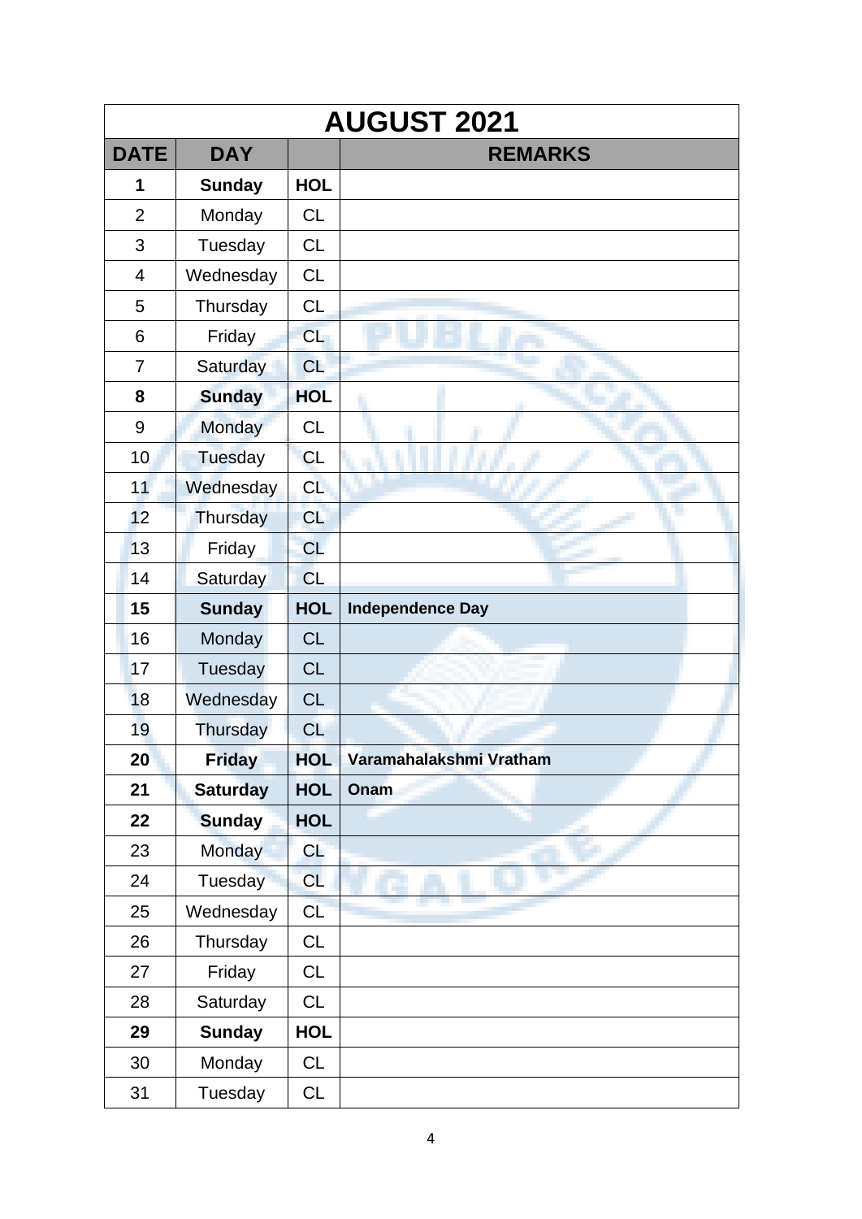| AUGUST 2021 | | | |
|---|---|---|---|
| **DATE** | **DAY** | | **REMARKS** |
| **1** | **Sunday** | **HOL** | |
| 2 | Monday | CL | |
| 3 | Tuesday | CL | |
| 4 | Wednesday | CL | |
| 5 | Thursday | CL | |
| 6 | Friday | CL | |
| 7 | Saturday | CL | |
| **8** | **Sunday** | **HOL** | |
| 9 | Monday | CL | |
| 10 | Tuesday | CL | |
| 11 | Wednesday | CL | |
| 12 | Thursday | CL | |
| 13 | Friday | CL | |
| 14 | Saturday | CL | |
| **15** | **Sunday** | **HOL** | **Independence Day** |
| 16 | Monday | CL | |
| 17 | Tuesday | CL | |
| 18 | Wednesday | CL | |
| 19 | Thursday | CL | |
| **20** | **Friday** | **HOL** | **Varamahalakshmi Vratham** |
| **21** | **Saturday** | **HOL** | **Onam** |
| **22** | **Sunday** | **HOL** | |
| 23 | Monday | CL | |
| 24 | Tuesday | CL | |
| 25 | Wednesday | CL | |
| 26 | Thursday | CL | |
| 27 | Friday | CL | |
| 28 | Saturday | CL | |
| **29** | **Sunday** | **HOL** | |
| 30 | Monday | CL | |
| 31 | Tuesday | CL | |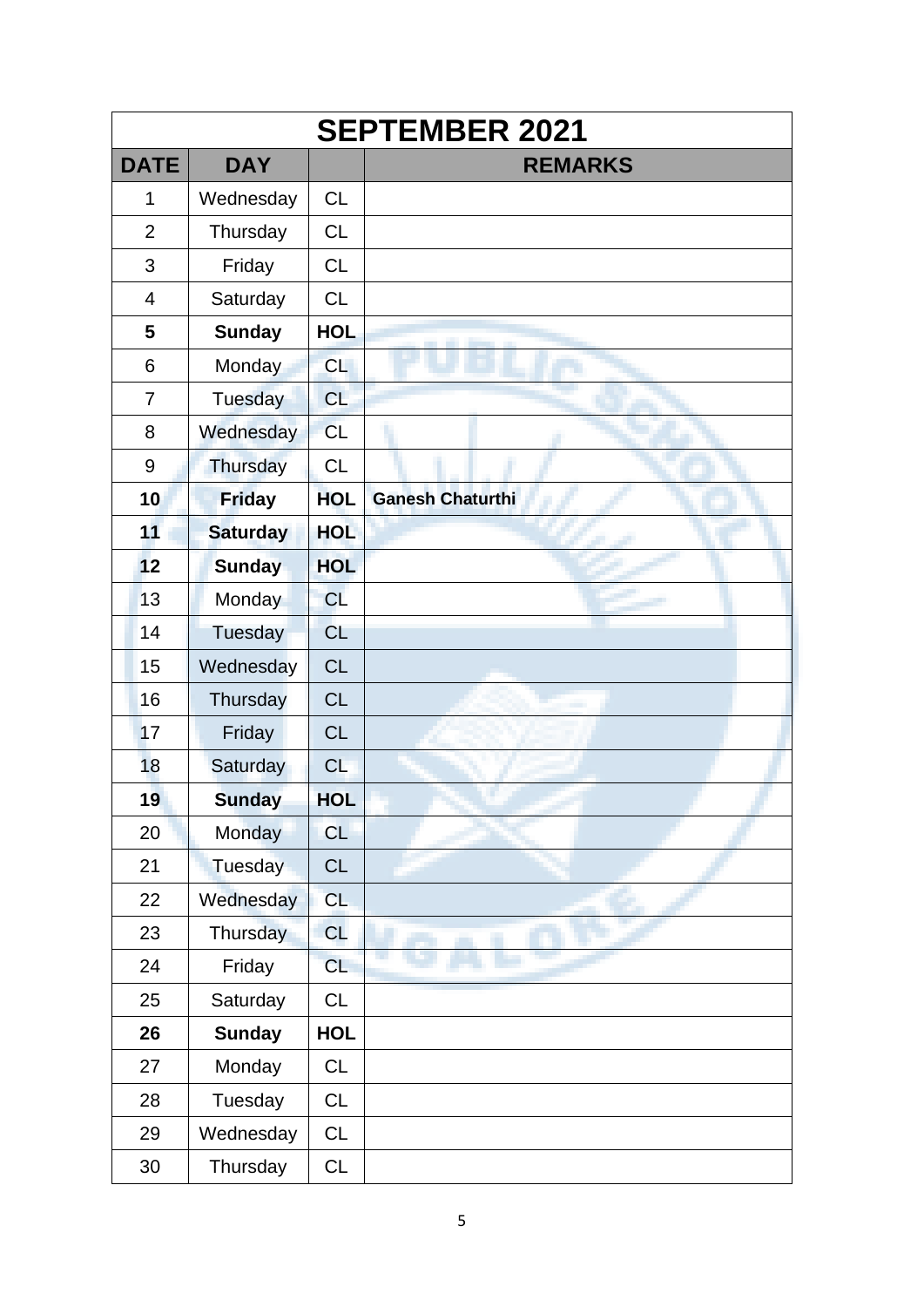| SEPTEMBER 2021 | | | |
|---|---|---|---|
| **DATE** | **DAY** | | **REMARKS** |
| 1 | Wednesday | CL | |
| 2 | Thursday | CL | |
| 3 | Friday | CL | |
| 4 | Saturday | CL | |
| **5** | **Sunday** | **HOL** | |
| 6 | Monday | CL | |
| 7 | Tuesday | CL | |
| 8 | Wednesday | CL | |
| 9 | Thursday | CL | |
| **10** | **Friday** | **HOL** | **Ganesh Chaturthi** |
| **11** | **Saturday** | **HOL** | |
| **12** | **Sunday** | **HOL** | |
| 13 | Monday | CL | |
| 14 | Tuesday | CL | |
| 15 | Wednesday | CL | |
| 16 | Thursday | CL | |
| 17 | Friday | CL | |
| 18 | Saturday | CL | |
| **19** | **Sunday** | **HOL** | |
| 20 | Monday | CL | |
| 21 | Tuesday | CL | |
| 22 | Wednesday | CL | |
| 23 | Thursday | CL | |
| 24 | Friday | CL | |
| 25 | Saturday | CL | |
| **26** | **Sunday** | **HOL** | |
| 27 | Monday | CL | |
| 28 | Tuesday | CL | |
| 29 | Wednesday | CL | |
| 30 | Thursday | CL | |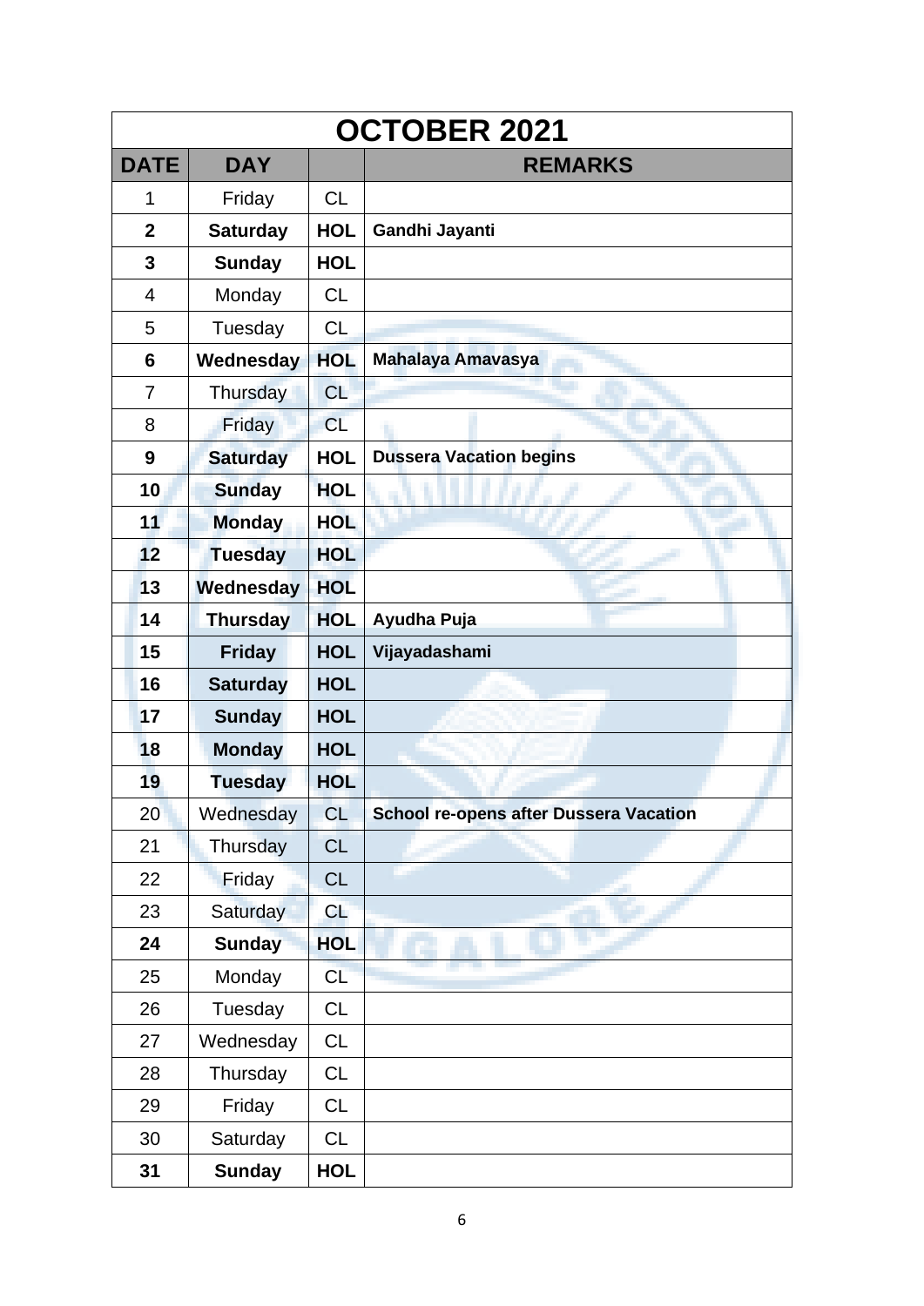| OCTOBER 2021 | | | |
|---|---|---|---|
| **DATE** | **DAY** | | **REMARKS** |
| 1 | Friday | CL | |
| **2** | **Saturday** | **HOL** | **Gandhi Jayanti** |
| **3** | **Sunday** | **HOL** | |
| 4 | Monday | CL | |
| 5 | Tuesday | CL | |
| **6** | **Wednesday** | **HOL** | **Mahalaya Amavasya** |
| 7 | Thursday | CL | |
| 8 | Friday | CL | |
| **9** | **Saturday** | **HOL** | **Dussera Vacation begins** |
| **10** | **Sunday** | **HOL** | |
| **11** | **Monday** | **HOL** | |
| **12** | **Tuesday** | **HOL** | |
| **13** | **Wednesday** | **HOL** | |
| **14** | **Thursday** | **HOL** | **Ayudha Puja** |
| **15** | **Friday** | **HOL** | **Vijayadashami** |
| **16** | **Saturday** | **HOL** | |
| **17** | **Sunday** | **HOL** | |
| **18** | **Monday** | **HOL** | |
| **19** | **Tuesday** | **HOL** | |
| 20 | Wednesday | CL | **School re-opens after Dussera Vacation** |
| 21 | Thursday | CL | |
| 22 | Friday | CL | |
| 23 | Saturday | CL | |
| **24** | **Sunday** | **HOL** | |
| 25 | Monday | CL | |
| 26 | Tuesday | CL | |
| 27 | Wednesday | CL | |
| 28 | Thursday | CL | |
| 29 | Friday | CL | |
| 30 | Saturday | CL | |
| **31** | **Sunday** | **HOL** | |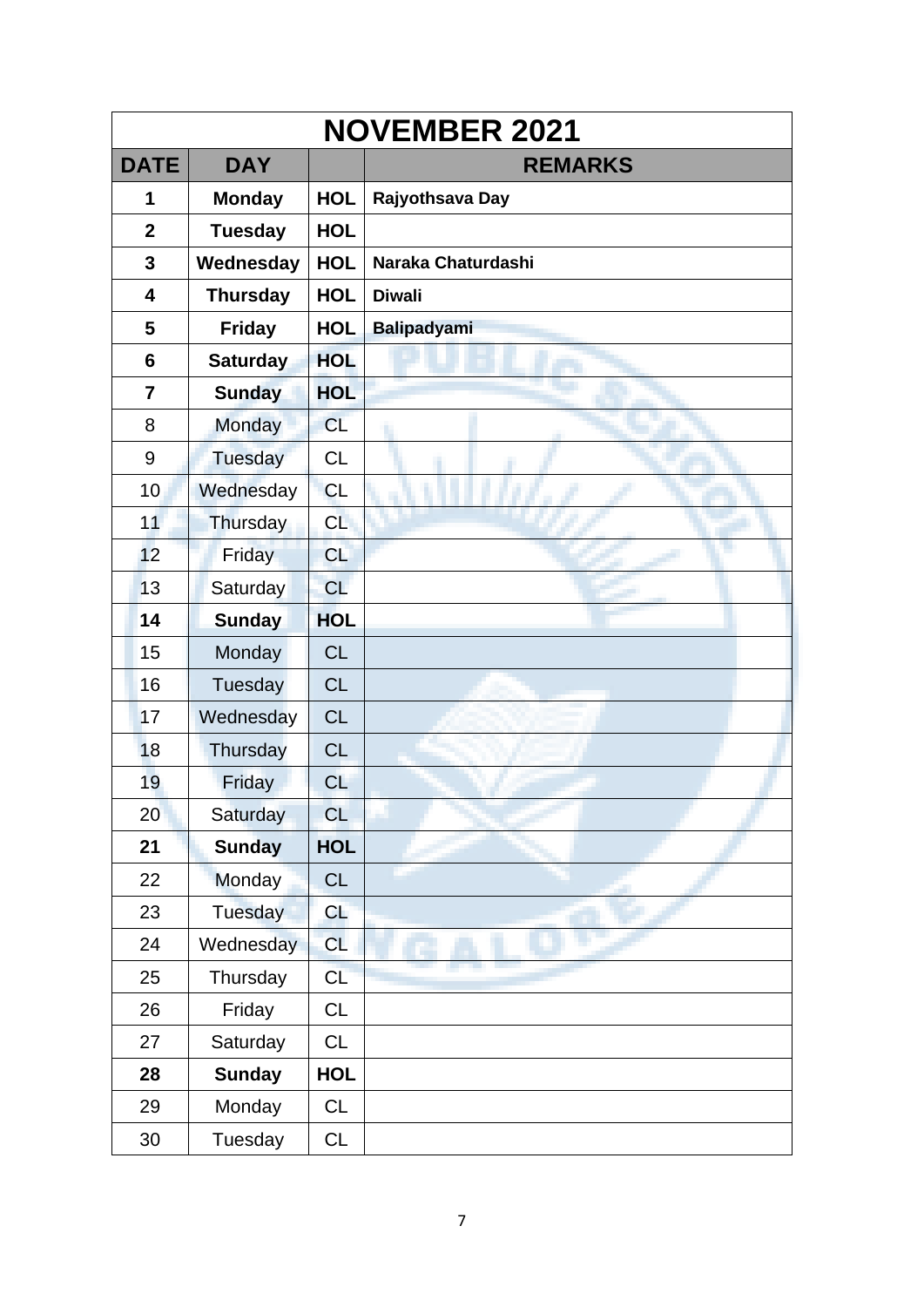| NOVEMBER 2021 | | | |
|---|---|---|---|
| **DATE** | **DAY** | | **REMARKS** |
| **1** | **Monday** | **HOL** | **Rajyothsava Day** |
| **2** | **Tuesday** | **HOL** | |
| **3** | **Wednesday** | **HOL** | **Naraka Chaturdashi** |
| **4** | **Thursday** | **HOL** | **Diwali** |
| **5** | **Friday** | **HOL** | **Balipadyami** |
| **6** | **Saturday** | **HOL** | |
| **7** | **Sunday** | **HOL** | |
| 8 | Monday | CL | |
| 9 | Tuesday | CL | |
| 10 | Wednesday | CL | |
| 11 | Thursday | CL | |
| 12 | Friday | CL | |
| 13 | Saturday | CL | |
| **14** | **Sunday** | **HOL** | |
| 15 | Monday | CL | |
| 16 | Tuesday | CL | |
| 17 | Wednesday | CL | |
| 18 | Thursday | CL | |
| 19 | Friday | CL | |
| 20 | Saturday | CL | |
| **21** | **Sunday** | **HOL** | |
| 22 | Monday | CL | |
| 23 | Tuesday | CL | |
| 24 | Wednesday | CL | |
| 25 | Thursday | CL | |
| 26 | Friday | CL | |
| 27 | Saturday | CL | |
| **28** | **Sunday** | **HOL** | |
| 29 | Monday | CL | |
| 30 | Tuesday | CL | |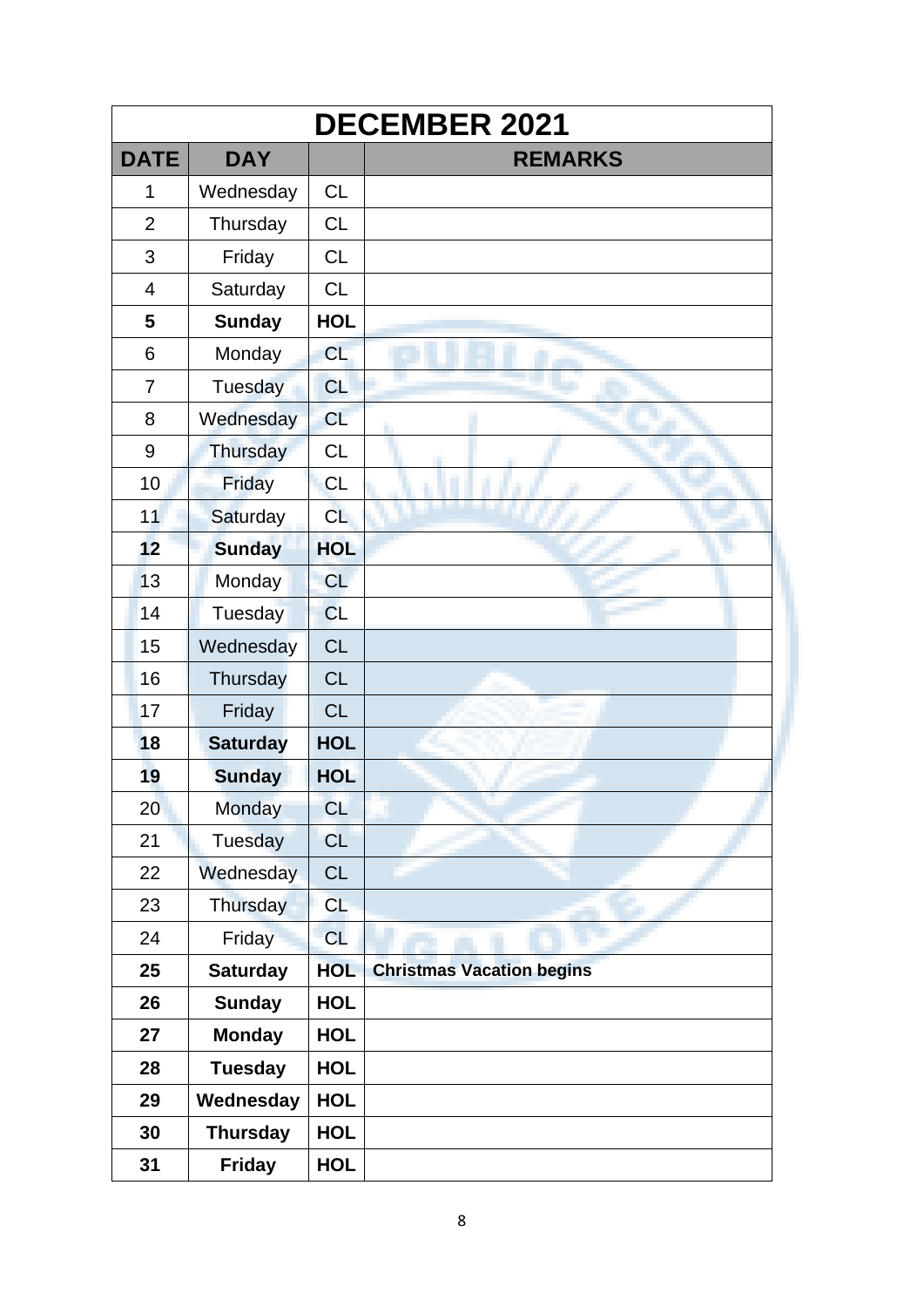| DECEMBER 2021 | | | |
|---|---|---|---|
| **DATE** | **DAY** | | **REMARKS** |
| 1 | Wednesday | CL | |
| 2 | Thursday | CL | |
| 3 | Friday | CL | |
| 4 | Saturday | CL | |
| **5** | **Sunday** | **HOL** | |
| 6 | Monday | CL | |
| 7 | Tuesday | CL | |
| 8 | Wednesday | CL | |
| 9 | Thursday | CL | |
| 10 | Friday | CL | |
| 11 | Saturday | CL | |
| **12** | **Sunday** | **HOL** | |
| 13 | Monday | CL | |
| 14 | Tuesday | CL | |
| 15 | Wednesday | CL | |
| 16 | Thursday | CL | |
| 17 | Friday | CL | |
| **18** | **Saturday** | **HOL** | |
| **19** | **Sunday** | **HOL** | |
| 20 | Monday | CL | |
| 21 | Tuesday | CL | |
| 22 | Wednesday | CL | |
| 23 | Thursday | CL | |
| 24 | Friday | CL | |
| **25** | **Saturday** | **HOL** | **Christmas Vacation begins** |
| **26** | **Sunday** | **HOL** | |
| **27** | **Monday** | **HOL** | |
| **28** | **Tuesday** | **HOL** | |
| **29** | **Wednesday** | **HOL** | |
| **30** | **Thursday** | **HOL** | |
| **31** | **Friday** | **HOL** | |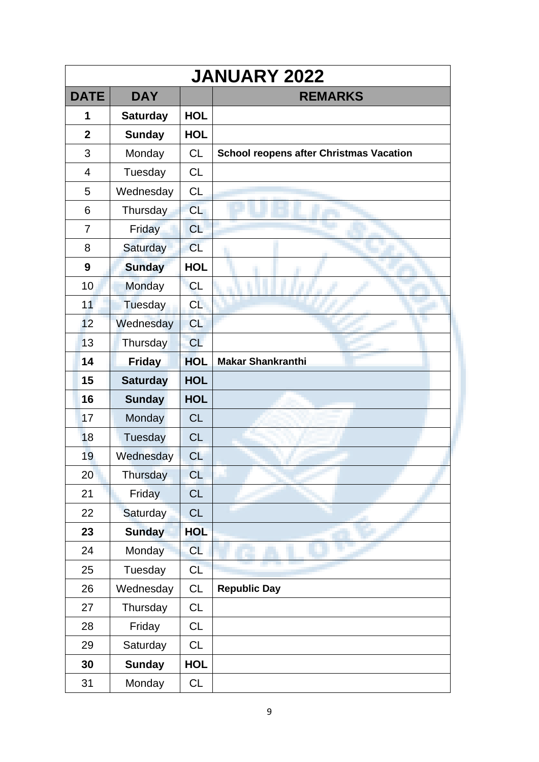| JANUARY 2022 | | | |
|---|---|---|---|
| **DATE** | **DAY** | | **REMARKS** |
| **1** | **Saturday** | **HOL** | |
| **2** | **Sunday** | **HOL** | |
| 3 | Monday | CL | **School reopens after Christmas Vacation** |
| 4 | Tuesday | CL | |
| 5 | Wednesday | CL | |
| 6 | Thursday | CL | |
| 7 | Friday | CL | |
| 8 | Saturday | CL | |
| **9** | **Sunday** | **HOL** | |
| 10 | Monday | CL | |
| 11 | Tuesday | CL | |
| 12 | Wednesday | CL | |
| 13 | Thursday | CL | |
| **14** | **Friday** | **HOL** | **Makar Shankranthi** |
| **15** | **Saturday** | **HOL** | |
| **16** | **Sunday** | **HOL** | |
| 17 | Monday | CL | |
| 18 | Tuesday | CL | |
| 19 | Wednesday | CL | |
| 20 | Thursday | CL | |
| 21 | Friday | CL | |
| 22 | Saturday | CL | |
| **23** | **Sunday** | **HOL** | |
| 24 | Monday | CL | |
| 25 | Tuesday | CL | |
| 26 | Wednesday | CL | **Republic Day** |
| 27 | Thursday | CL | |
| 28 | Friday | CL | |
| 29 | Saturday | CL | |
| **30** | **Sunday** | **HOL** | |
| 31 | Monday | CL | |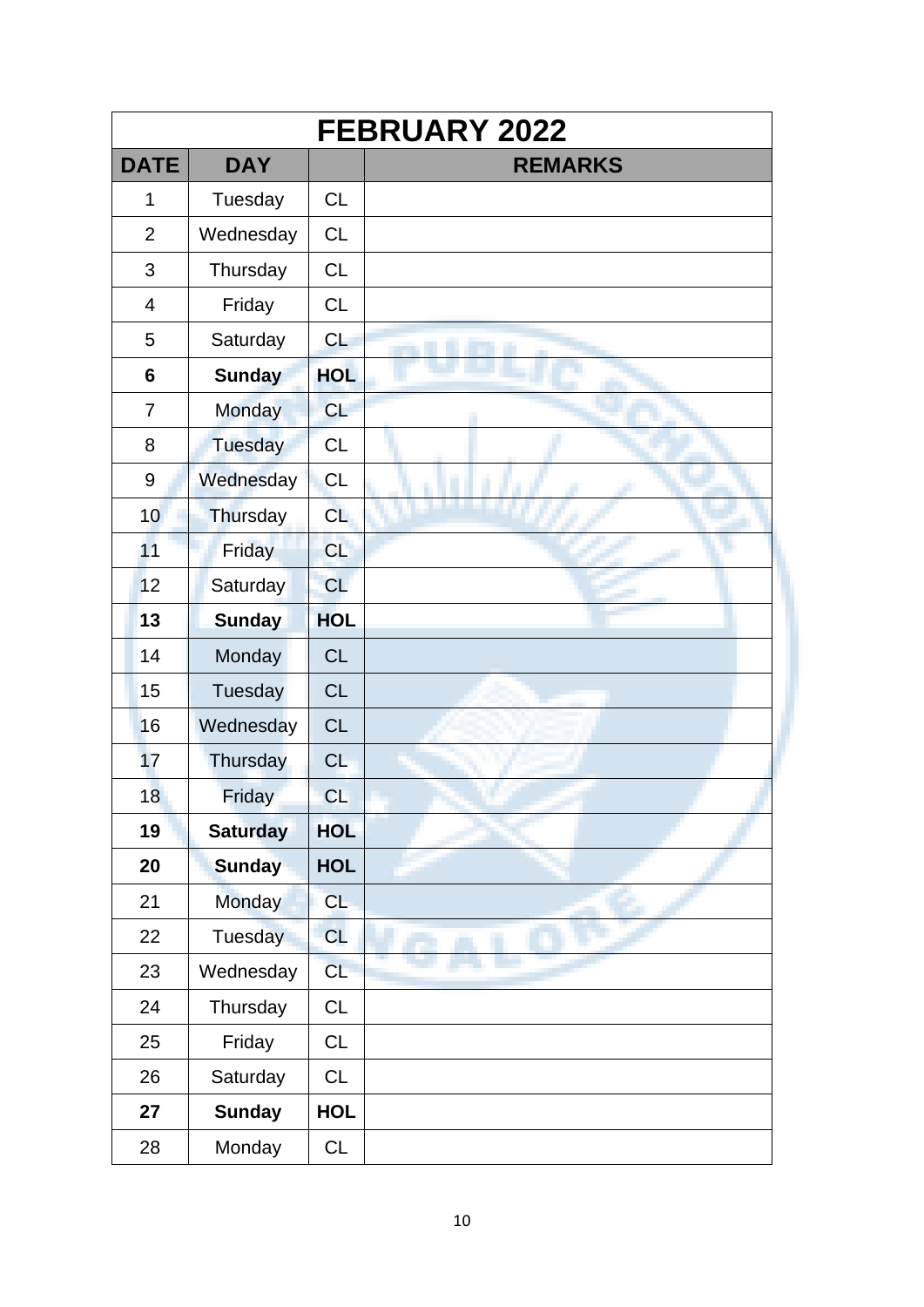| FEBRUARY 2022 | | | |
|---|---|---|---|
| **DATE** | **DAY** | | **REMARKS** |
| 1 | Tuesday | CL | |
| 2 | Wednesday | CL | |
| 3 | Thursday | CL | |
| 4 | Friday | CL | |
| 5 | Saturday | CL | |
| **6** | **Sunday** | **HOL** | |
| 7 | Monday | CL | |
| 8 | Tuesday | CL | |
| 9 | Wednesday | CL | |
| 10 | Thursday | CL | |
| 11 | Friday | CL | |
| 12 | Saturday | CL | |
| **13** | **Sunday** | **HOL** | |
| 14 | Monday | CL | |
| 15 | Tuesday | CL | |
| 16 | Wednesday | CL | |
| 17 | Thursday | CL | |
| 18 | Friday | CL | |
| **19** | **Saturday** | **HOL** | |
| **20** | **Sunday** | **HOL** | |
| 21 | Monday | CL | |
| 22 | Tuesday | CL | |
| 23 | Wednesday | CL | |
| 24 | Thursday | CL | |
| 25 | Friday | CL | |
| 26 | Saturday | CL | |
| **27** | **Sunday** | **HOL** | |
| 28 | Monday | CL | |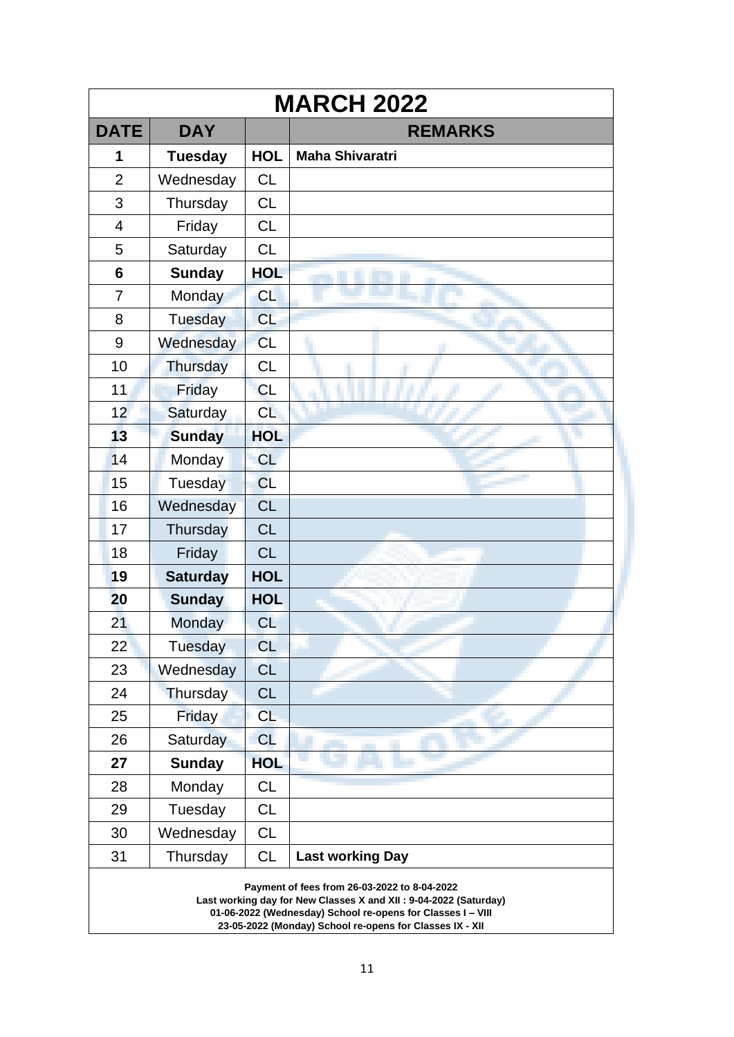# MARCH 2022

| DATE | DAY | | REMARKS |
|---|---|---|---|
| **1** | **Tuesday** | **HOL** | **Maha Shivaratri** |
| 2 | Wednesday | CL | |
| 3 | Thursday | CL | |
| 4 | Friday | CL | |
| 5 | Saturday | CL | |
| **6** | **Sunday** | **HOL** | |
| 7 | Monday | CL | |
| 8 | Tuesday | CL | |
| 9 | Wednesday | CL | |
| 10 | Thursday | CL | |
| 11 | Friday | CL | |
| 12 | Saturday | CL | |
| **13** | **Sunday** | **HOL** | |
| 14 | Monday | CL | |
| 15 | Tuesday | CL | |
| 16 | Wednesday | CL | |
| 17 | Thursday | CL | |
| 18 | Friday | CL | |
| **19** | **Saturday** | **HOL** | |
| **20** | **Sunday** | **HOL** | |
| 21 | Monday | CL | |
| 22 | Tuesday | CL | |
| 23 | Wednesday | CL | |
| 24 | Thursday | CL | |
| 25 | Friday | CL | |
| 26 | Saturday | CL | |
| **27** | **Sunday** | **HOL** | |
| 28 | Monday | CL | |
| 29 | Tuesday | CL | |
| 30 | Wednesday | CL | |
| 31 | Thursday | CL | **Last working Day** |

**Payment of fees from 26-03-2022 to 8-04-2022**
**Last working day for New Classes X and XII : 9-04-2022 (Saturday)**
**01-06-2022 (Wednesday) School re-opens for Classes I – VIII**
**23-05-2022 (Monday) School re-opens for Classes IX - XII**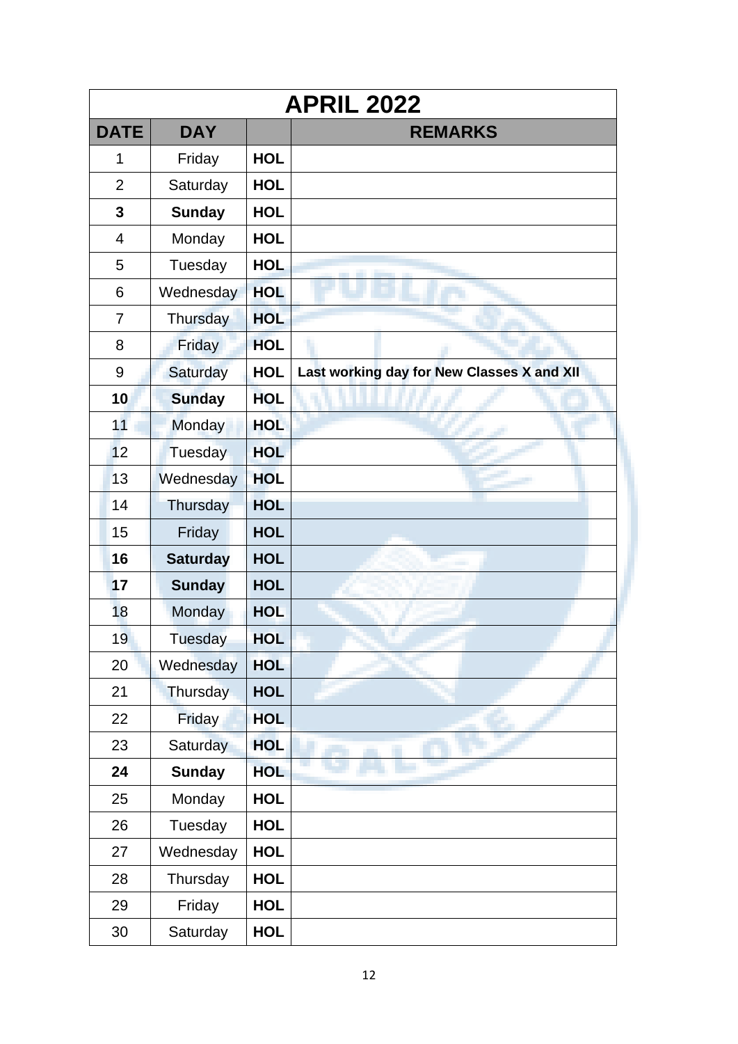| APRIL 2022 | | | |
|---|---|---|---|
| **DATE** | **DAY** | | **REMARKS** |
| 1 | Friday | **HOL** | |
| 2 | Saturday | **HOL** | |
| **3** | **Sunday** | **HOL** | |
| 4 | Monday | **HOL** | |
| 5 | Tuesday | **HOL** | |
| 6 | Wednesday | **HOL** | |
| 7 | Thursday | **HOL** | |
| 8 | Friday | **HOL** | |
| 9 | Saturday | **HOL** | **Last working day for New Classes X and XII** |
| **10** | **Sunday** | **HOL** | |
| 11 | Monday | **HOL** | |
| 12 | Tuesday | **HOL** | |
| 13 | Wednesday | **HOL** | |
| 14 | Thursday | **HOL** | |
| 15 | Friday | **HOL** | |
| **16** | **Saturday** | **HOL** | |
| **17** | **Sunday** | **HOL** | |
| 18 | Monday | **HOL** | |
| 19 | Tuesday | **HOL** | |
| 20 | Wednesday | **HOL** | |
| 21 | Thursday | **HOL** | |
| 22 | Friday | **HOL** | |
| 23 | Saturday | **HOL** | |
| **24** | **Sunday** | **HOL** | |
| 25 | Monday | **HOL** | |
| 26 | Tuesday | **HOL** | |
| 27 | Wednesday | **HOL** | |
| 28 | Thursday | **HOL** | |
| 29 | Friday | **HOL** | |
| 30 | Saturday | **HOL** | |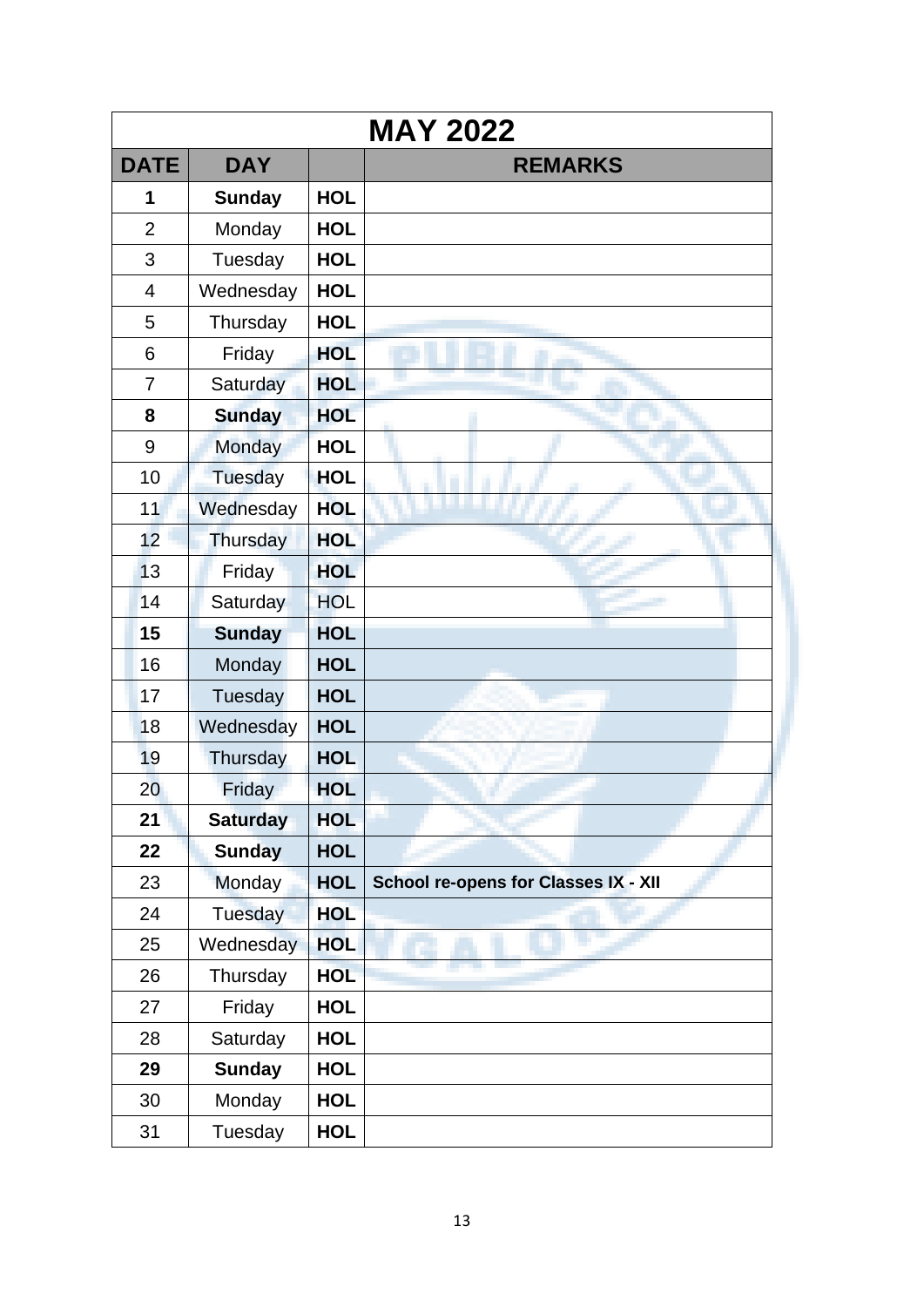| MAY 2022 | | | |
|---|---|---|---|
| **DATE** | **DAY** | | **REMARKS** |
| **1** | **Sunday** | **HOL** | |
| 2 | Monday | **HOL** | |
| 3 | Tuesday | **HOL** | |
| 4 | Wednesday | **HOL** | |
| 5 | Thursday | **HOL** | |
| 6 | Friday | **HOL** | |
| 7 | Saturday | **HOL** | |
| **8** | **Sunday** | **HOL** | |
| 9 | Monday | **HOL** | |
| 10 | Tuesday | **HOL** | |
| 11 | Wednesday | **HOL** | |
| 12 | Thursday | **HOL** | |
| 13 | Friday | **HOL** | |
| 14 | Saturday | HOL | |
| **15** | **Sunday** | **HOL** | |
| 16 | Monday | **HOL** | |
| 17 | Tuesday | **HOL** | |
| 18 | Wednesday | **HOL** | |
| 19 | Thursday | **HOL** | |
| 20 | Friday | **HOL** | |
| **21** | **Saturday** | **HOL** | |
| **22** | **Sunday** | **HOL** | |
| 23 | Monday | **HOL** | **School re-opens for Classes IX - XII** |
| 24 | Tuesday | **HOL** | |
| 25 | Wednesday | **HOL** | |
| 26 | Thursday | **HOL** | |
| 27 | Friday | **HOL** | |
| 28 | Saturday | **HOL** | |
| **29** | **Sunday** | **HOL** | |
| 30 | Monday | **HOL** | |
| 31 | Tuesday | **HOL** | |